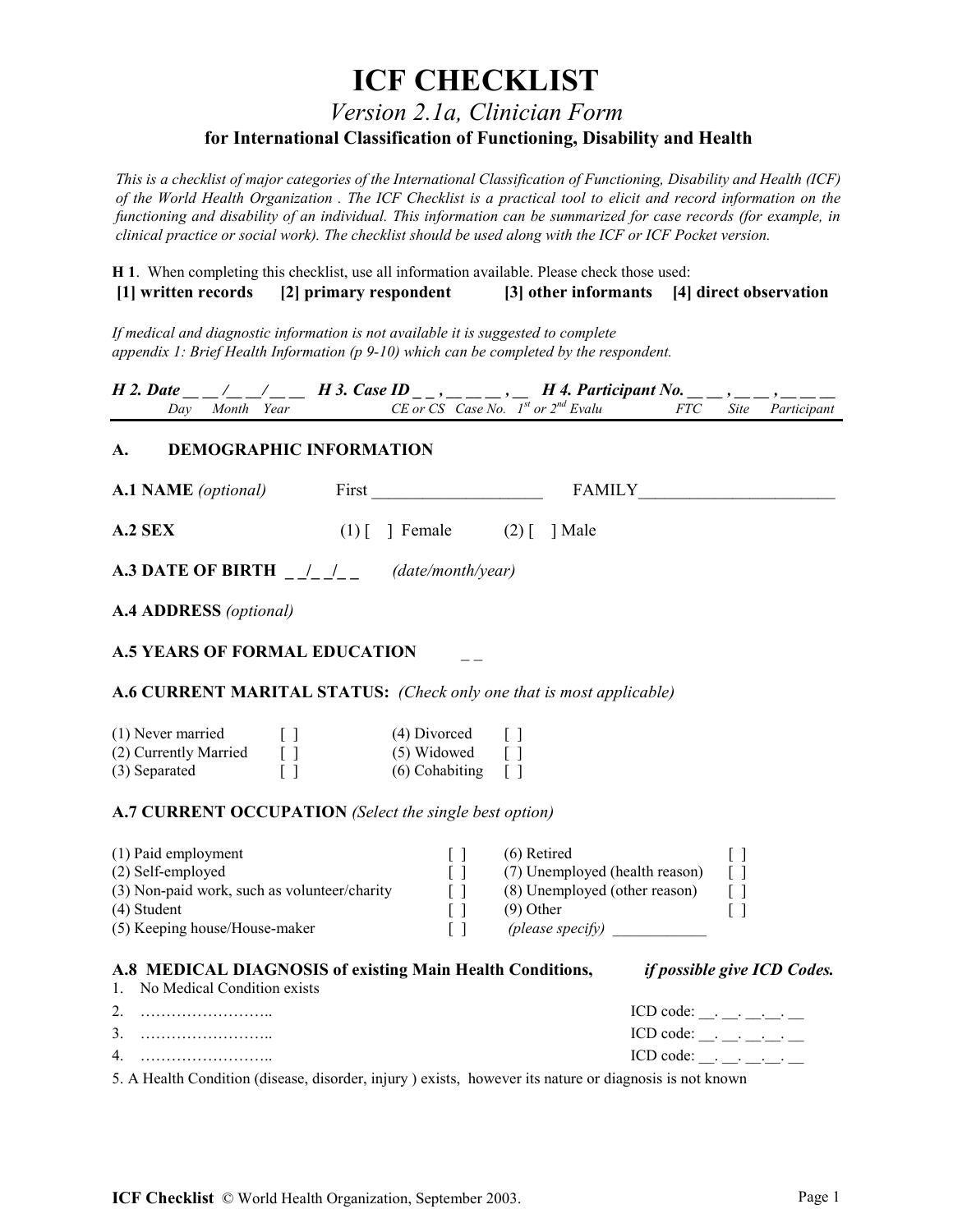# ICF CHECKLIST

## *Version 2.1a, Clinician Form*

### for International Classification of Functioning, Disability and Health

*This is a checklist of major categories of the International Classification of Functioning, Disability and Health (ICF) of the World Health Organization . The ICF Checklist is a practical tool to elicit and record information on the functioning and disability of an individual. This information can be summarized for case records (for example, in clinical practice or social work). The checklist should be used along with the ICF or ICF Pocket version.*

**H 1**. When completing this checklist, use all information available. Please check those used:
**[1] written records [2] primary respondent [3] other informants [4] direct observation**

*If medical and diagnostic information is not available it is suggested to complete appendix 1: Brief Health Information (p 9-10) which can be completed by the respondent.*

***H 2. Date __ __ /__ __/__ __*** *(Day Month Year)* ***H 3. Case ID _ _ , __ __ __ , __*** *(CE or CS Case No. 1st or 2nd Evalu)* ***H 4. Participant No. __ __ , __ __ , __ __ __*** *(FTC Site Participant)*

---

## A. DEMOGRAPHIC INFORMATION

**A.1 NAME** *(optional)* First ____________________ FAMILY_______________________

**A.2 SEX** (1) [ ] Female (2) [ ] Male

**A.3 DATE OF BIRTH** _ _/_ _/_ _ *(date/month/year)*

**A.4 ADDRESS** *(optional)*

**A.5 YEARS OF FORMAL EDUCATION** _ _

**A.6 CURRENT MARITAL STATUS:** *(Check only one that is most applicable)*

| | | | |
|---|---|---|---|
| (1) Never married | [ ] | (4) Divorced | [ ] |
| (2) Currently Married | [ ] | (5) Widowed | [ ] |
| (3) Separated | [ ] | (6) Cohabiting | [ ] |

**A.7 CURRENT OCCUPATION** *(Select the single best option)*

| | | | |
|---|---|---|---|
| (1) Paid employment | [ ] | (6) Retired | [ ] |
| (2) Self-employed | [ ] | (7) Unemployed (health reason) | [ ] |
| (3) Non-paid work, such as volunteer/charity | [ ] | (8) Unemployed (other reason) | [ ] |
| (4) Student | [ ] | (9) Other | [ ] |
| (5) Keeping house/House-maker | [ ] | *(please specify)* ____________ | |

**A.8 MEDICAL DIAGNOSIS of existing Main Health Conditions,** ***if possible give ICD Codes.***

1. No Medical Condition exists
2. …………………….. ICD code: __. __. __.__. __
3. …………………….. ICD code: __. __. __.__. __
4. …………………….. ICD code: __. __. __.__. __
5. A Health Condition (disease, disorder, injury ) exists, however its nature or diagnosis is not known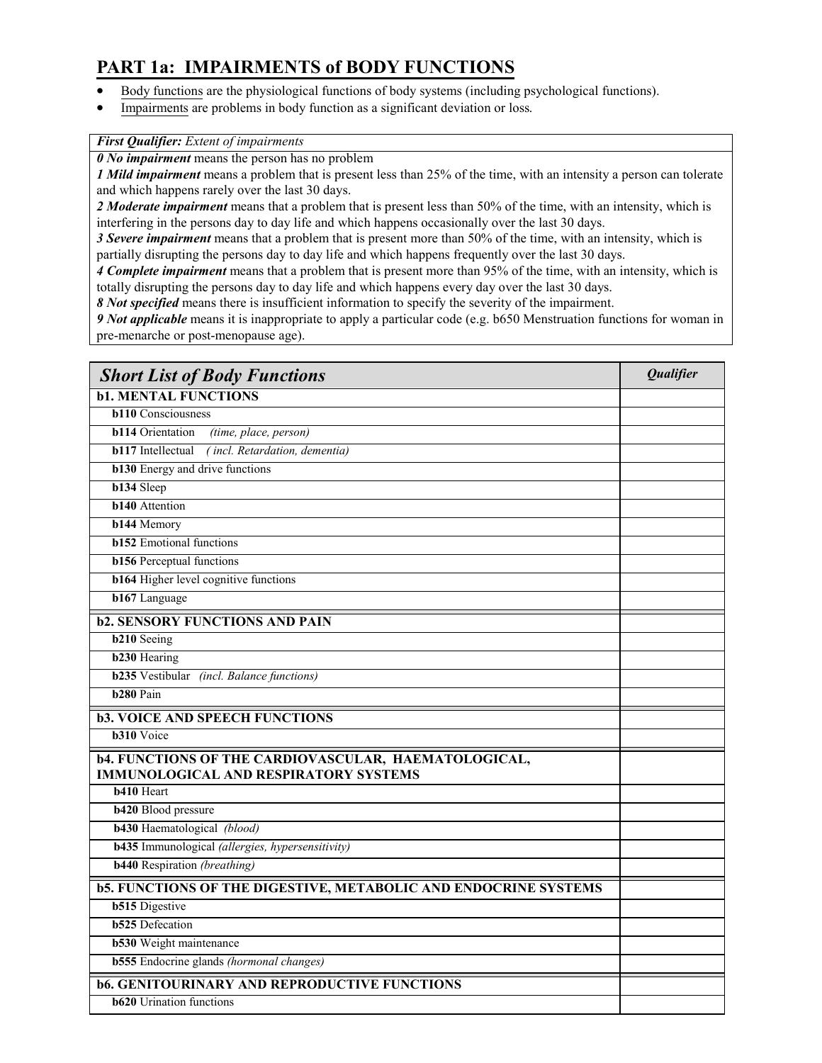## PART 1a: IMPAIRMENTS of BODY FUNCTIONS

- Body functions are the physiological functions of body systems (including psychological functions).
- Impairments are problems in body function as a significant deviation or loss.

| ***First Qualifier:*** *Extent of impairments* |
|---|
| ***0 No impairment*** means the person has no problem |
| ***1 Mild impairment*** means a problem that is present less than 25% of the time, with an intensity a person can tolerate and which happens rarely over the last 30 days. |
| ***2 Moderate impairment*** means that a problem that is present less than 50% of the time, with an intensity, which is interfering in the persons day to day life and which happens occasionally over the last 30 days. |
| ***3 Severe impairment*** means that a problem that is present more than 50% of the time, with an intensity, which is partially disrupting the persons day to day life and which happens frequently over the last 30 days. |
| ***4 Complete impairment*** means that a problem that is present more than 95% of the time, with an intensity, which is totally disrupting the persons day to day life and which happens every day over the last 30 days. |
| ***8 Not specified*** means there is insufficient information to specify the severity of the impairment. |
| ***9 Not applicable*** means it is inappropriate to apply a particular code (e.g. b650 Menstruation functions for woman in pre-menarche or post-menopause age). |

| ***Short List of Body Functions*** | ***Qualifier*** |
|---|---|
| **b1. MENTAL FUNCTIONS** | |
| **b110** Consciousness | |
| **b114** Orientation *(time, place, person)* | |
| **b117** Intellectual *( incl. Retardation, dementia)* | |
| **b130** Energy and drive functions | |
| **b134** Sleep | |
| **b140** Attention | |
| **b144** Memory | |
| **b152** Emotional functions | |
| **b156** Perceptual functions | |
| **b164** Higher level cognitive functions | |
| **b167** Language | |
| **b2. SENSORY FUNCTIONS AND PAIN** | |
| **b210** Seeing | |
| **b230** Hearing | |
| **b235** Vestibular *(incl. Balance functions)* | |
| **b280** Pain | |
| **b3. VOICE AND SPEECH FUNCTIONS** | |
| **b310** Voice | |
| **b4. FUNCTIONS OF THE CARDIOVASCULAR, HAEMATOLOGICAL, IMMUNOLOGICAL AND RESPIRATORY SYSTEMS** | |
| **b410** Heart | |
| **b420** Blood pressure | |
| **b430** Haematological *(blood)* | |
| **b435** Immunological *(allergies, hypersensitivity)* | |
| **b440** Respiration *(breathing)* | |
| **b5. FUNCTIONS OF THE DIGESTIVE, METABOLIC AND ENDOCRINE SYSTEMS** | |
| **b515** Digestive | |
| **b525** Defecation | |
| **b530** Weight maintenance | |
| **b555** Endocrine glands *(hormonal changes)* | |
| **b6. GENITOURINARY AND REPRODUCTIVE FUNCTIONS** | |
| **b620** Urination functions | |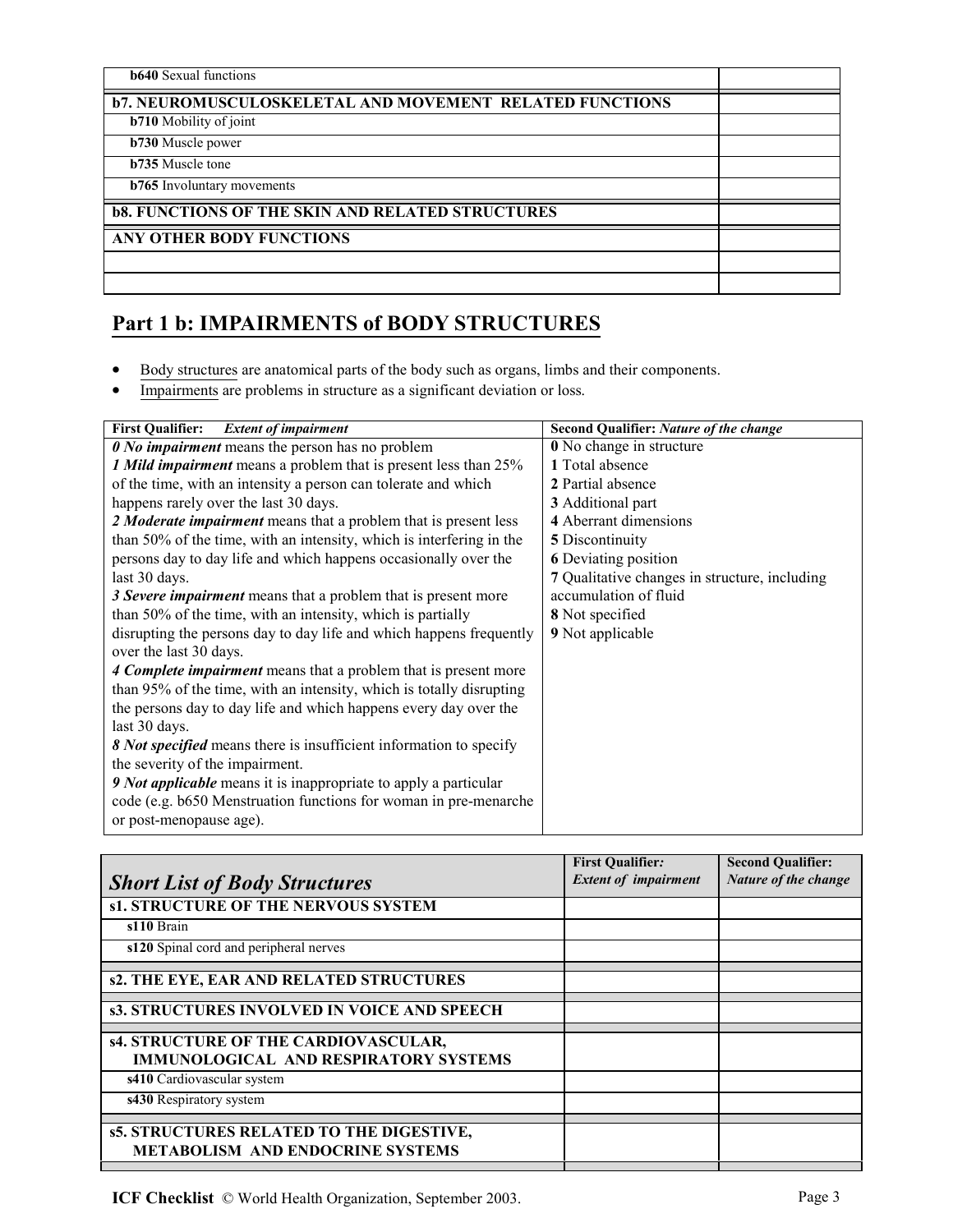| | |
|---|---|
| **b640** Sexual functions | |
| **b7. NEUROMUSCULOSKELETAL AND MOVEMENT RELATED FUNCTIONS** | |
| **b710** Mobility of joint | |
| **b730** Muscle power | |
| **b735** Muscle tone | |
| **b765** Involuntary movements | |
| **b8. FUNCTIONS OF THE SKIN AND RELATED STRUCTURES** | |
| **ANY OTHER BODY FUNCTIONS** | |
| | |
| | |

## Part 1 b: IMPAIRMENTS of BODY STRUCTURES

- Body structures are anatomical parts of the body such as organs, limbs and their components.
- Impairments are problems in structure as a significant deviation or loss.

| **First Qualifier:** *Extent of impairment* | **Second Qualifier:** *Nature of the change* |
|---|---|
| ***0 No impairment*** means the person has no problem<br>***1 Mild impairment*** means a problem that is present less than 25% of the time, with an intensity a person can tolerate and which happens rarely over the last 30 days.<br>***2 Moderate impairment*** means that a problem that is present less than 50% of the time, with an intensity, which is interfering in the persons day to day life and which happens occasionally over the last 30 days.<br>***3 Severe impairment*** means that a problem that is present more than 50% of the time, with an intensity, which is partially disrupting the persons day to day life and which happens frequently over the last 30 days.<br>***4 Complete impairment*** means that a problem that is present more than 95% of the time, with an intensity, which is totally disrupting the persons day to day life and which happens every day over the last 30 days.<br>***8 Not specified*** means there is insufficient information to specify the severity of the impairment.<br>***9 Not applicable*** means it is inappropriate to apply a particular code (e.g. b650 Menstruation functions for woman in pre-menarche or post-menopause age). | **0** No change in structure<br>**1** Total absence<br>**2** Partial absence<br>**3** Additional part<br>**4** Aberrant dimensions<br>**5** Discontinuity<br>**6** Deviating position<br>**7** Qualitative changes in structure, including accumulation of fluid<br>**8** Not specified<br>**9** Not applicable |

| ***Short List of Body Structures*** | **First Qualifier:** *Extent of impairment* | **Second Qualifier:** *Nature of the change* |
|---|---|---|
| **s1. STRUCTURE OF THE NERVOUS SYSTEM** | | |
| **s110** Brain | | |
| **s120** Spinal cord and peripheral nerves | | |
| **s2. THE EYE, EAR AND RELATED STRUCTURES** | | |
| **s3. STRUCTURES INVOLVED IN VOICE AND SPEECH** | | |
| **s4. STRUCTURE OF THE CARDIOVASCULAR, IMMUNOLOGICAL AND RESPIRATORY SYSTEMS** | | |
| **s410** Cardiovascular system | | |
| **s430** Respiratory system | | |
| **s5. STRUCTURES RELATED TO THE DIGESTIVE, METABOLISM AND ENDOCRINE SYSTEMS** | | |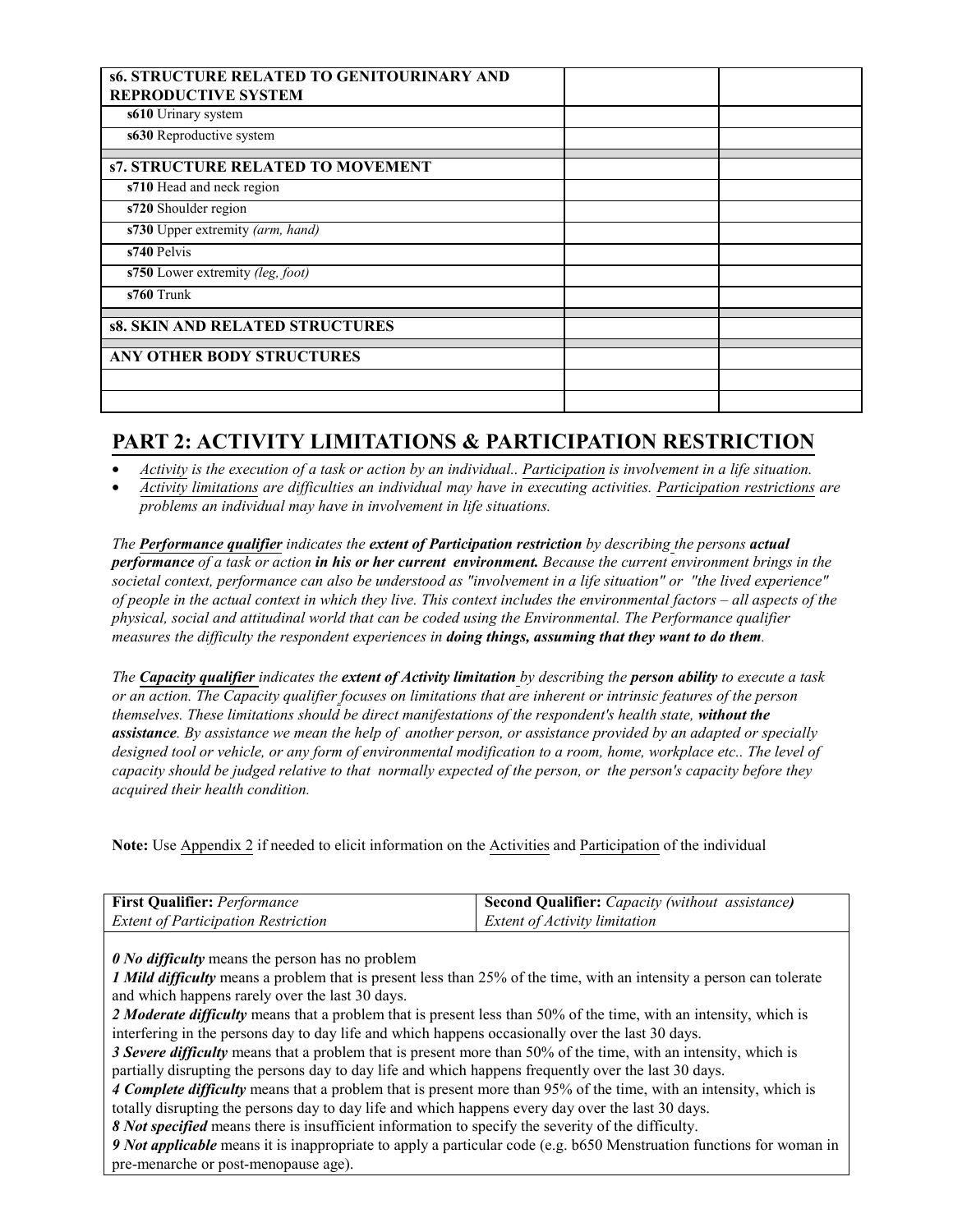| **s6. STRUCTURE RELATED TO GENITOURINARY AND REPRODUCTIVE SYSTEM** | | |
|---|---|---|
| **s610** Urinary system | | |
| **s630** Reproductive system | | |
| **s7. STRUCTURE RELATED TO MOVEMENT** | | |
| **s710** Head and neck region | | |
| **s720** Shoulder region | | |
| **s730** Upper extremity *(arm, hand)* | | |
| **s740** Pelvis | | |
| **s750** Lower extremity *(leg, foot)* | | |
| **s760** Trunk | | |
| **s8. SKIN AND RELATED STRUCTURES** | | |
| **ANY OTHER BODY STRUCTURES** | | |
| | | |
| | | |

## PART 2: ACTIVITY LIMITATIONS & PARTICIPATION RESTRICTION

- *Activity is the execution of a task or action by an individual.. Participation is involvement in a life situation.*
- *Activity limitations are difficulties an individual may have in executing activities. Participation restrictions are problems an individual may have in involvement in life situations.*

*The **Performance qualifier** indicates the **extent of Participation restriction** by describing the persons **actual performance** of a task or action **in his or her current environment.** Because the current environment brings in the societal context, performance can also be understood as "involvement in a life situation" or "the lived experience" of people in the actual context in which they live. This context includes the environmental factors – all aspects of the physical, social and attitudinal world that can be coded using the Environmental. The Performance qualifier measures the difficulty the respondent experiences in **doing things, assuming that they want to do them**.*

*The **Capacity qualifier** indicates the **extent of Activity limitation** by describing the **person ability** to execute a task or an action. The Capacity qualifier focuses on limitations that are inherent or intrinsic features of the person themselves. These limitations should be direct manifestations of the respondent's health state, **without the assistance**. By assistance we mean the help of another person, or assistance provided by an adapted or specially designed tool or vehicle, or any form of environmental modification to a room, home, workplace etc.. The level of capacity should be judged relative to that normally expected of the person, or the person's capacity before they acquired their health condition.*

**Note:** Use Appendix 2 if needed to elicit information on the Activities and Participation of the individual

| **First Qualifier:** *Performance* *Extent of Participation Restriction* | **Second Qualifier:** *Capacity (without assistance)* *Extent of Activity limitation* |
|---|---|

***0 No difficulty*** means the person has no problem
***1 Mild difficulty*** means a problem that is present less than 25% of the time, with an intensity a person can tolerate and which happens rarely over the last 30 days.
***2 Moderate difficulty*** means that a problem that is present less than 50% of the time, with an intensity, which is interfering in the persons day to day life and which happens occasionally over the last 30 days.
***3 Severe difficulty*** means that a problem that is present more than 50% of the time, with an intensity, which is partially disrupting the persons day to day life and which happens frequently over the last 30 days.
***4 Complete difficulty*** means that a problem that is present more than 95% of the time, with an intensity, which is totally disrupting the persons day to day life and which happens every day over the last 30 days.
***8 Not specified*** means there is insufficient information to specify the severity of the difficulty.
***9 Not applicable*** means it is inappropriate to apply a particular code (e.g. b650 Menstruation functions for woman in pre-menarche or post-menopause age).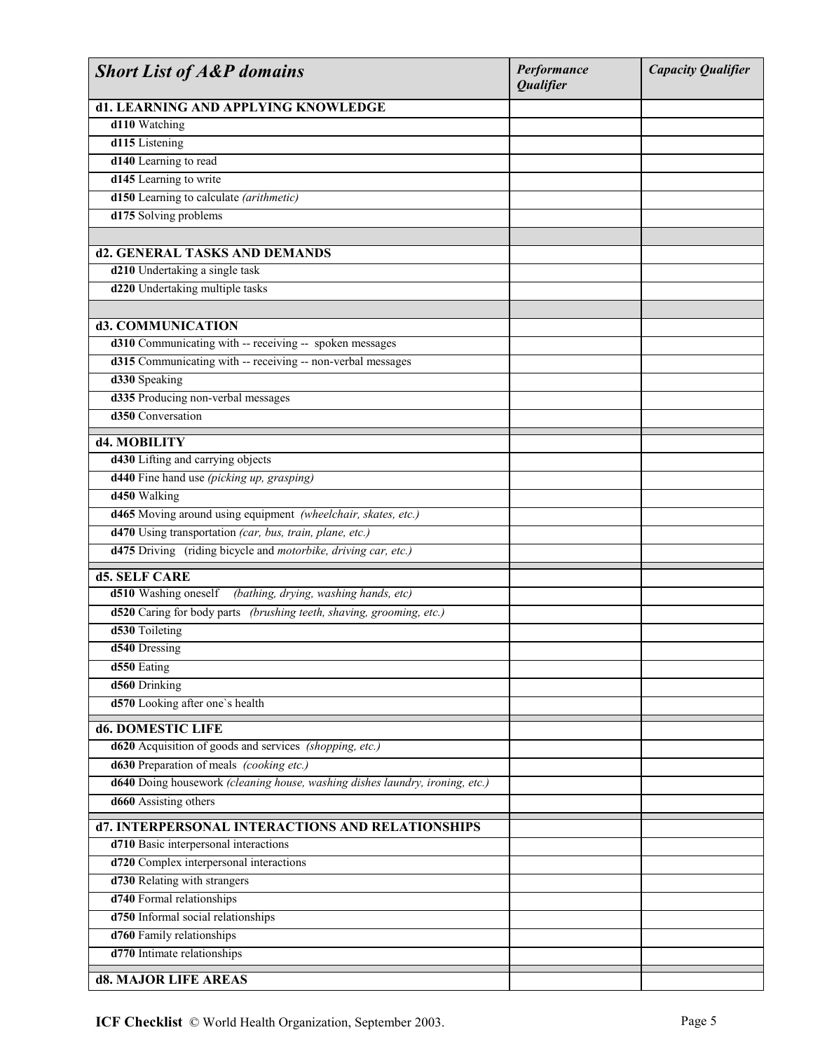| *Short List of A&P domains* | *Performance Qualifier* | *Capacity Qualifier* |
|---|---|---|
| **d1. LEARNING AND APPLYING KNOWLEDGE** | | |
| **d110** Watching | | |
| **d115** Listening | | |
| **d140** Learning to read | | |
| **d145** Learning to write | | |
| **d150** Learning to calculate *(arithmetic)* | | |
| **d175** Solving problems | | |
| | | |
| **d2. GENERAL TASKS AND DEMANDS** | | |
| **d210** Undertaking a single task | | |
| **d220** Undertaking multiple tasks | | |
| | | |
| **d3. COMMUNICATION** | | |
| **d310** Communicating with -- receiving -- spoken messages | | |
| **d315** Communicating with -- receiving -- non-verbal messages | | |
| **d330** Speaking | | |
| **d335** Producing non-verbal messages | | |
| **d350** Conversation | | |
| **d4. MOBILITY** | | |
| **d430** Lifting and carrying objects | | |
| **d440** Fine hand use *(picking up, grasping)* | | |
| **d450** Walking | | |
| **d465** Moving around using equipment *(wheelchair, skates, etc.)* | | |
| **d470** Using transportation *(car, bus, train, plane, etc.)* | | |
| **d475** Driving (riding bicycle and *motorbike, driving car, etc.)* | | |
| **d5. SELF CARE** | | |
| **d510** Washing oneself *(bathing, drying, washing hands, etc)* | | |
| **d520** Caring for body parts *(brushing teeth, shaving, grooming, etc.)* | | |
| **d530** Toileting | | |
| **d540** Dressing | | |
| **d550** Eating | | |
| **d560** Drinking | | |
| **d570** Looking after one`s health | | |
| **d6. DOMESTIC LIFE** | | |
| **d620** Acquisition of goods and services *(shopping, etc.)* | | |
| **d630** Preparation of meals *(cooking etc.)* | | |
| **d640** Doing housework *(cleaning house, washing dishes laundry, ironing, etc.)* | | |
| **d660** Assisting others | | |
| **d7. INTERPERSONAL INTERACTIONS AND RELATIONSHIPS** | | |
| **d710** Basic interpersonal interactions | | |
| **d720** Complex interpersonal interactions | | |
| **d730** Relating with strangers | | |
| **d740** Formal relationships | | |
| **d750** Informal social relationships | | |
| **d760** Family relationships | | |
| **d770** Intimate relationships | | |
| **d8. MAJOR LIFE AREAS** | | |

**ICF Checklist** © World Health Organization, September 2003.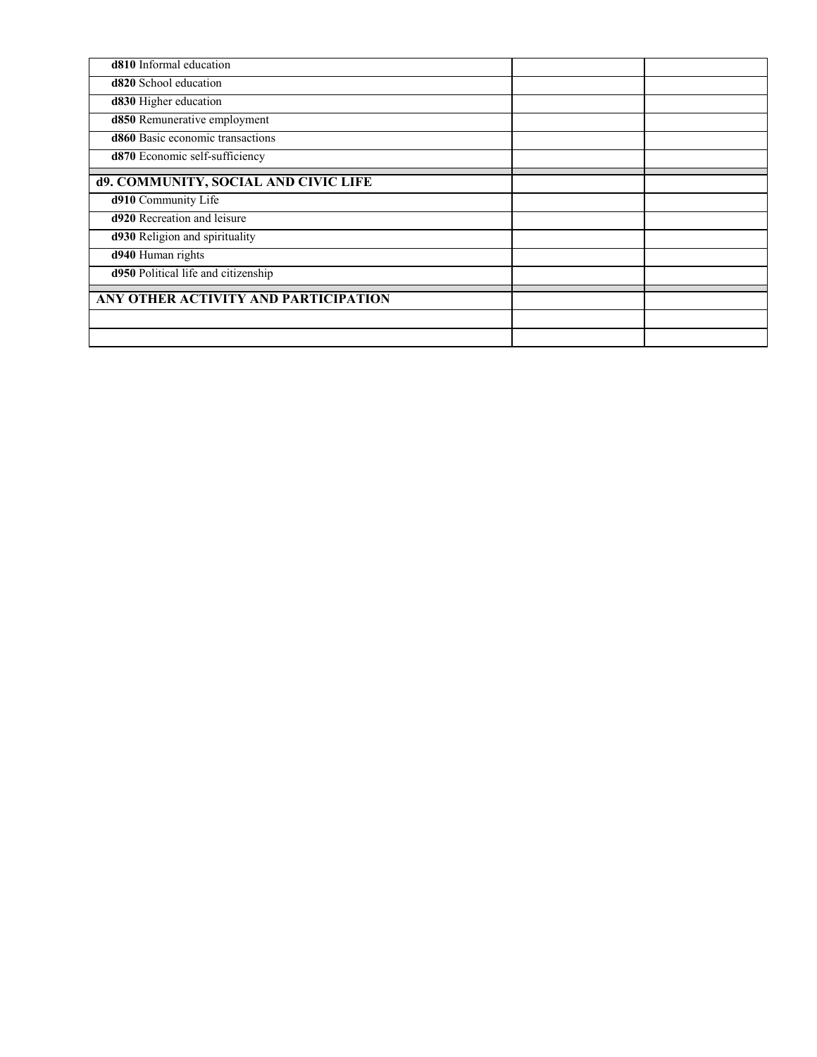| | | |
|---|---|---|
| **d810** Informal education | | |
| **d820** School education | | |
| **d830** Higher education | | |
| **d850** Remunerative employment | | |
| **d860** Basic economic transactions | | |
| **d870** Economic self-sufficiency | | |
| | | |
| **d9. COMMUNITY, SOCIAL AND CIVIC LIFE** | | |
| **d910** Community Life | | |
| **d920** Recreation and leisure | | |
| **d930** Religion and spirituality | | |
| **d940** Human rights | | |
| **d950** Political life and citizenship | | |
| | | |
| **ANY OTHER ACTIVITY AND PARTICIPATION** | | |
| | | |
| | | |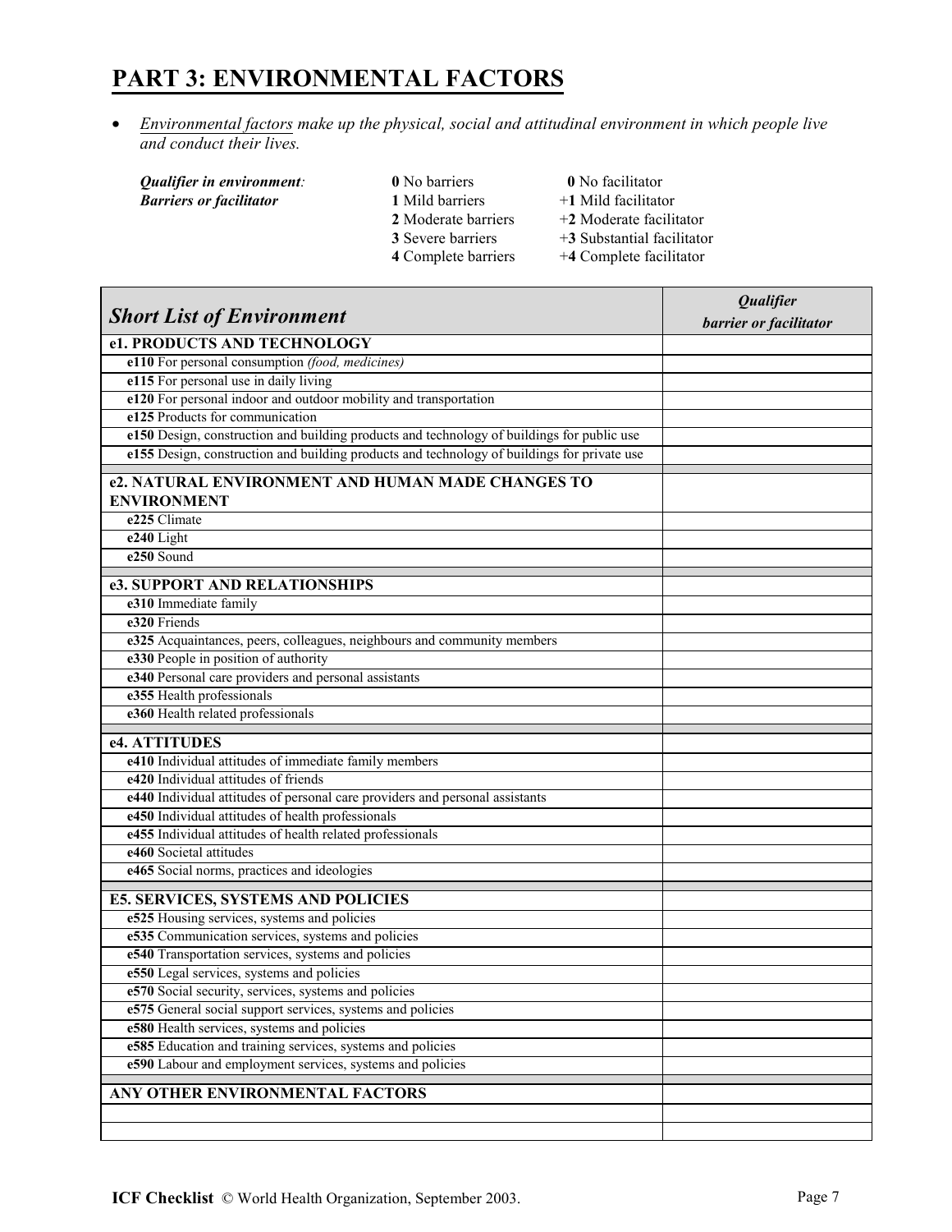# PART 3: ENVIRONMENTAL FACTORS

- *Environmental factors make up the physical, social and attitudinal environment in which people live and conduct their lives.*

| ***Qualifier in environment:*** ***Barriers or facilitator*** | | |
|---|---|---|
| | **0** No barriers | **0** No facilitator |
| | **1** Mild barriers | +**1** Mild facilitator |
| | **2** Moderate barriers | +**2** Moderate facilitator |
| | **3** Severe barriers | +**3** Substantial facilitator |
| | **4** Complete barriers | +**4** Complete facilitator |

| ***Short List of Environment*** | ***Qualifier barrier or facilitator*** |
|---|---|
| **e1. PRODUCTS AND TECHNOLOGY** | |
| **e110** For personal consumption *(food, medicines)* | |
| **e115** For personal use in daily living | |
| **e120** For personal indoor and outdoor mobility and transportation | |
| **e125** Products for communication | |
| **e150** Design, construction and building products and technology of buildings for public use | |
| **e155** Design, construction and building products and technology of buildings for private use | |
| **e2. NATURAL ENVIRONMENT AND HUMAN MADE CHANGES TO ENVIRONMENT** | |
| **e225** Climate | |
| **e240** Light | |
| **e250** Sound | |
| **e3. SUPPORT AND RELATIONSHIPS** | |
| **e310** Immediate family | |
| **e320** Friends | |
| **e325** Acquaintances, peers, colleagues, neighbours and community members | |
| **e330** People in position of authority | |
| **e340** Personal care providers and personal assistants | |
| **e355** Health professionals | |
| **e360** Health related professionals | |
| **e4. ATTITUDES** | |
| **e410** Individual attitudes of immediate family members | |
| **e420** Individual attitudes of friends | |
| **e440** Individual attitudes of personal care providers and personal assistants | |
| **e450** Individual attitudes of health professionals | |
| **e455** Individual attitudes of health related professionals | |
| **e460** Societal attitudes | |
| **e465** Social norms, practices and ideologies | |
| **E5. SERVICES, SYSTEMS AND POLICIES** | |
| **e525** Housing services, systems and policies | |
| **e535** Communication services, systems and policies | |
| **e540** Transportation services, systems and policies | |
| **e550** Legal services, systems and policies | |
| **e570** Social security, services, systems and policies | |
| **e575** General social support services, systems and policies | |
| **e580** Health services, systems and policies | |
| **e585** Education and training services, systems and policies | |
| **e590** Labour and employment services, systems and policies | |
| **ANY OTHER ENVIRONMENTAL FACTORS** | |
| | |
| | |

**ICF Checklist** © World Health Organization, September 2003.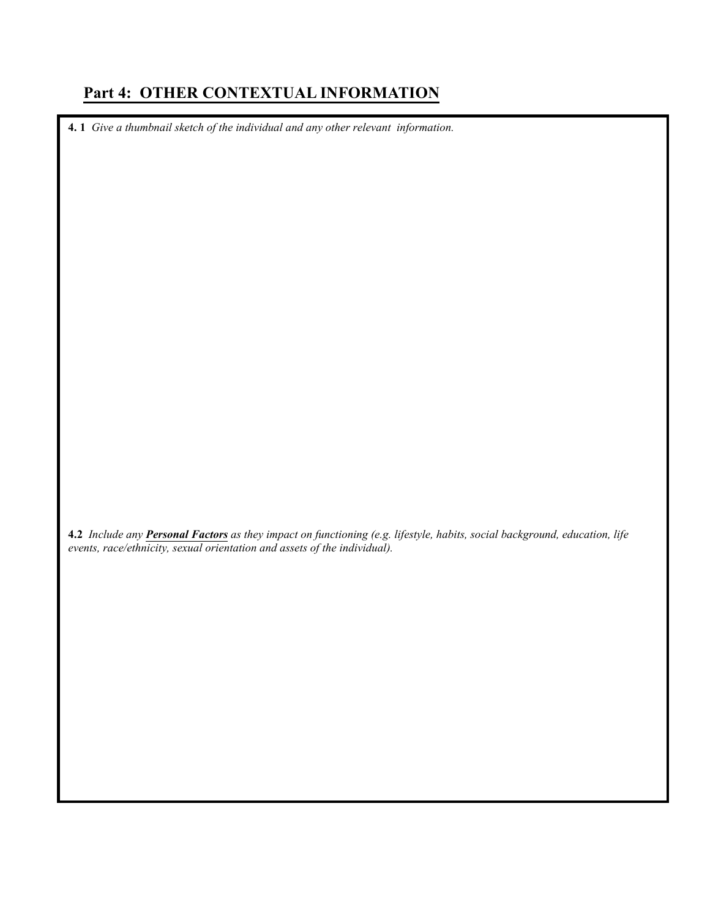## Part 4: OTHER CONTEXTUAL INFORMATION

**4. 1** *Give a thumbnail sketch of the individual and any other relevant information.*

**4.2** *Include any **Personal Factors** as they impact on functioning (e.g. lifestyle, habits, social background, education, life events, race/ethnicity, sexual orientation and assets of the individual).*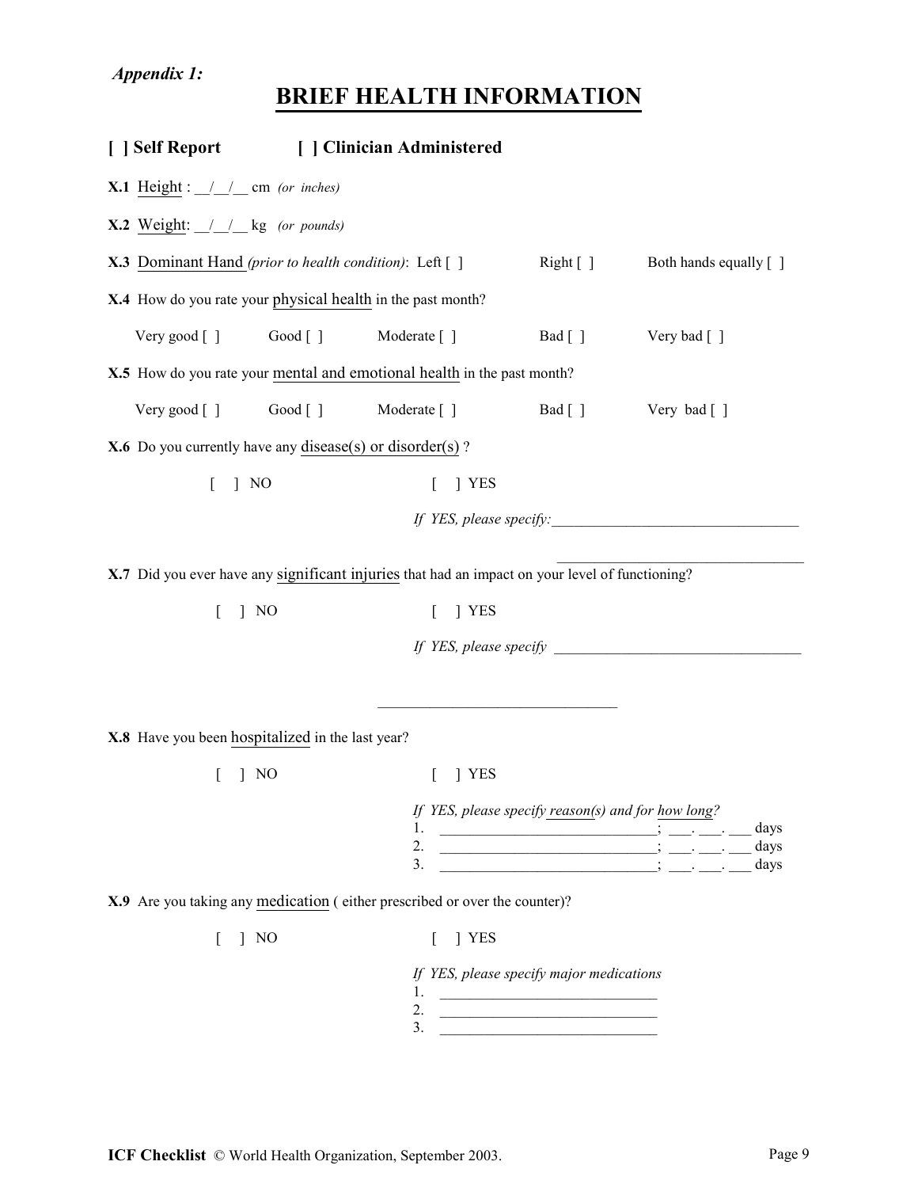*Appendix 1:*

# BRIEF HEALTH INFORMATION

**[ ] Self Report** **[ ] Clinician Administered**

**X.1** Height : __/__/__ cm *(or inches)*

**X.2** Weight: __/__/__ kg *(or pounds)*

**X.3** Dominant Hand *(prior to health condition)*: Left [ ] Right [ ] Both hands equally [ ]

**X.4** How do you rate your physical health in the past month?

Very good [ ] Good [ ] Moderate [ ] Bad [ ] Very bad [ ]

**X.5** How do you rate your mental and emotional health in the past month?

Very good [ ] Good [ ] Moderate [ ] Bad [ ] Very bad [ ]

**X.6** Do you currently have any disease(s) or disorder(s) ?

[ ] NO [ ] YES

*If YES, please specify:*_________________________________

_________________________________

**X.7** Did you ever have any significant injuries that had an impact on your level of functioning?

[ ] NO [ ] YES

*If YES, please specify* _________________________________

_______________________________

**X.8** Have you been hospitalized in the last year?

[ ] NO [ ] YES

*If YES, please specify reason(s) and for how long?*

1. _____________________________; ___. ___. ___ days
2. _____________________________; ___. ___. ___ days
3. _____________________________; ___. ___. ___ days

**X.9** Are you taking any medication ( either prescribed or over the counter)?

[ ] NO [ ] YES

*If YES, please specify major medications*

1. _____________________________
2. _____________________________
3. _____________________________

**ICF Checklist** © World Health Organization, September 2003.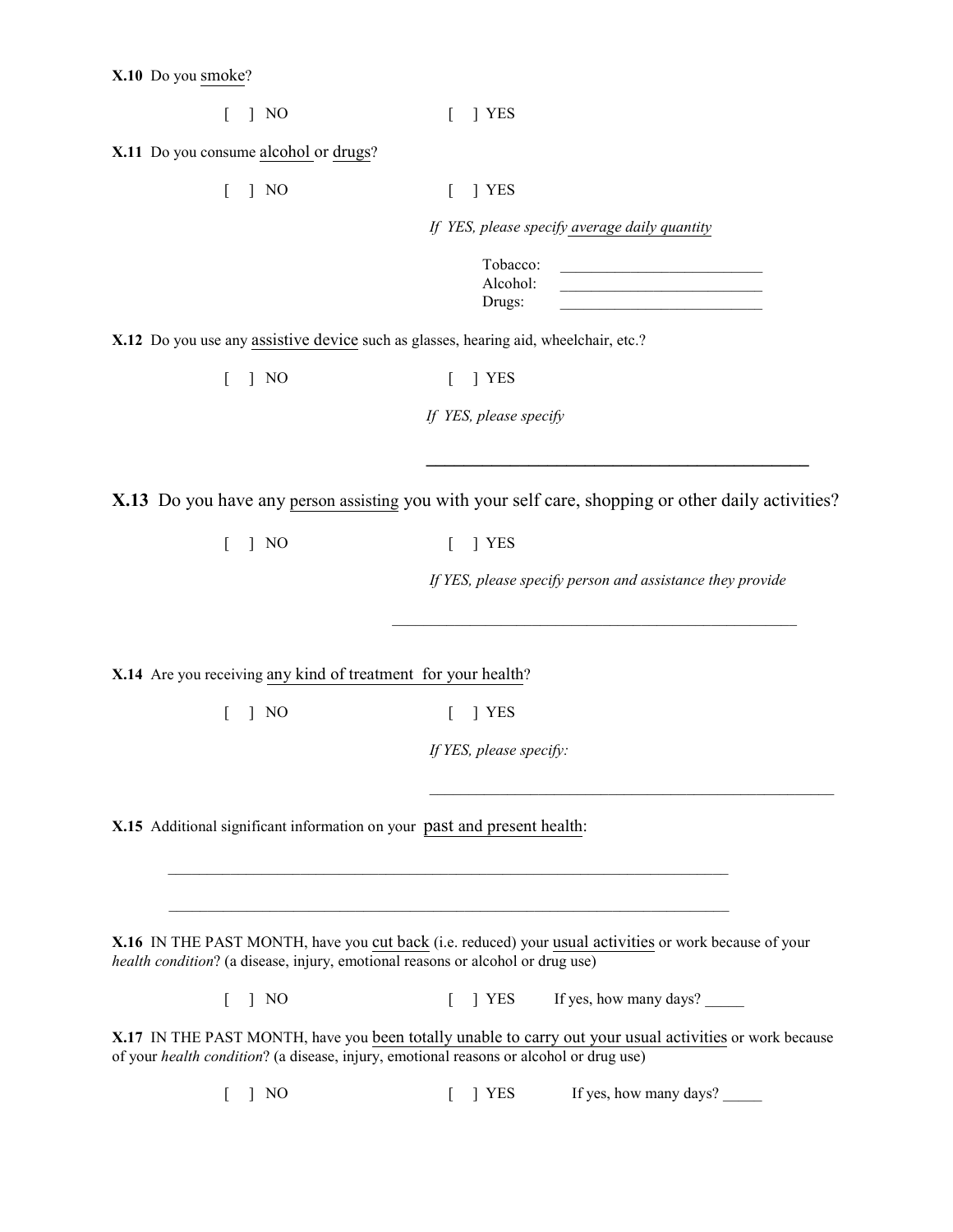**X.10** Do you smoke?

[ ] NO [ ] YES

**X.11** Do you consume alcohol or drugs?

[ ] NO [ ] YES

*If YES, please specify average daily quantity*

Tobacco: \_\_\_\_\_\_\_\_\_\_\_\_\_\_\_\_\_\_\_\_\_\_\_\_\_\_

Alcohol: \_\_\_\_\_\_\_\_\_\_\_\_\_\_\_\_\_\_\_\_\_\_\_\_\_\_

Drugs: \_\_\_\_\_\_\_\_\_\_\_\_\_\_\_\_\_\_\_\_\_\_\_\_\_\_

**X.12** Do you use any assistive device such as glasses, hearing aid, wheelchair, etc.?

[ ] NO [ ] YES

*If YES, please specify*

\_\_\_\_\_\_\_\_\_\_\_\_\_\_\_\_\_\_\_\_\_\_\_\_\_\_\_\_\_\_\_\_\_\_\_\_\_\_\_\_\_\_\_\_

**X.13** Do you have any person assisting you with your self care, shopping or other daily activities?

[ ] NO [ ] YES

*If YES, please specify person and assistance they provide*

\_\_\_\_\_\_\_\_\_\_\_\_\_\_\_\_\_\_\_\_\_\_\_\_\_\_\_\_\_\_\_\_\_\_\_\_\_\_\_\_\_\_\_\_\_\_\_\_\_\_

**X.14** Are you receiving any kind of treatment for your health?

[ ] NO [ ] YES

*If YES, please specify:*

\_\_\_\_\_\_\_\_\_\_\_\_\_\_\_\_\_\_\_\_\_\_\_\_\_\_\_\_\_\_\_\_\_\_\_\_\_\_\_\_\_\_\_\_\_\_\_\_\_\_

**X.15** Additional significant information on your past and present health:

\_\_\_\_\_\_\_\_\_\_\_\_\_\_\_\_\_\_\_\_\_\_\_\_\_\_\_\_\_\_\_\_\_\_\_\_\_\_\_\_\_\_\_\_\_\_\_\_\_\_\_\_\_\_\_\_\_\_\_\_\_\_\_\_\_\_\_\_

\_\_\_\_\_\_\_\_\_\_\_\_\_\_\_\_\_\_\_\_\_\_\_\_\_\_\_\_\_\_\_\_\_\_\_\_\_\_\_\_\_\_\_\_\_\_\_\_\_\_\_\_\_\_\_\_\_\_\_\_\_\_\_\_\_\_\_\_

**X.16** IN THE PAST MONTH, have you cut back (i.e. reduced) your usual activities or work because of your *health condition*? (a disease, injury, emotional reasons or alcohol or drug use)

[ ] NO [ ] YES If yes, how many days? \_\_\_\_\_

**X.17** IN THE PAST MONTH, have you been totally unable to carry out your usual activities or work because of your *health condition*? (a disease, injury, emotional reasons or alcohol or drug use)

[ ] NO [ ] YES If yes, how many days? \_\_\_\_\_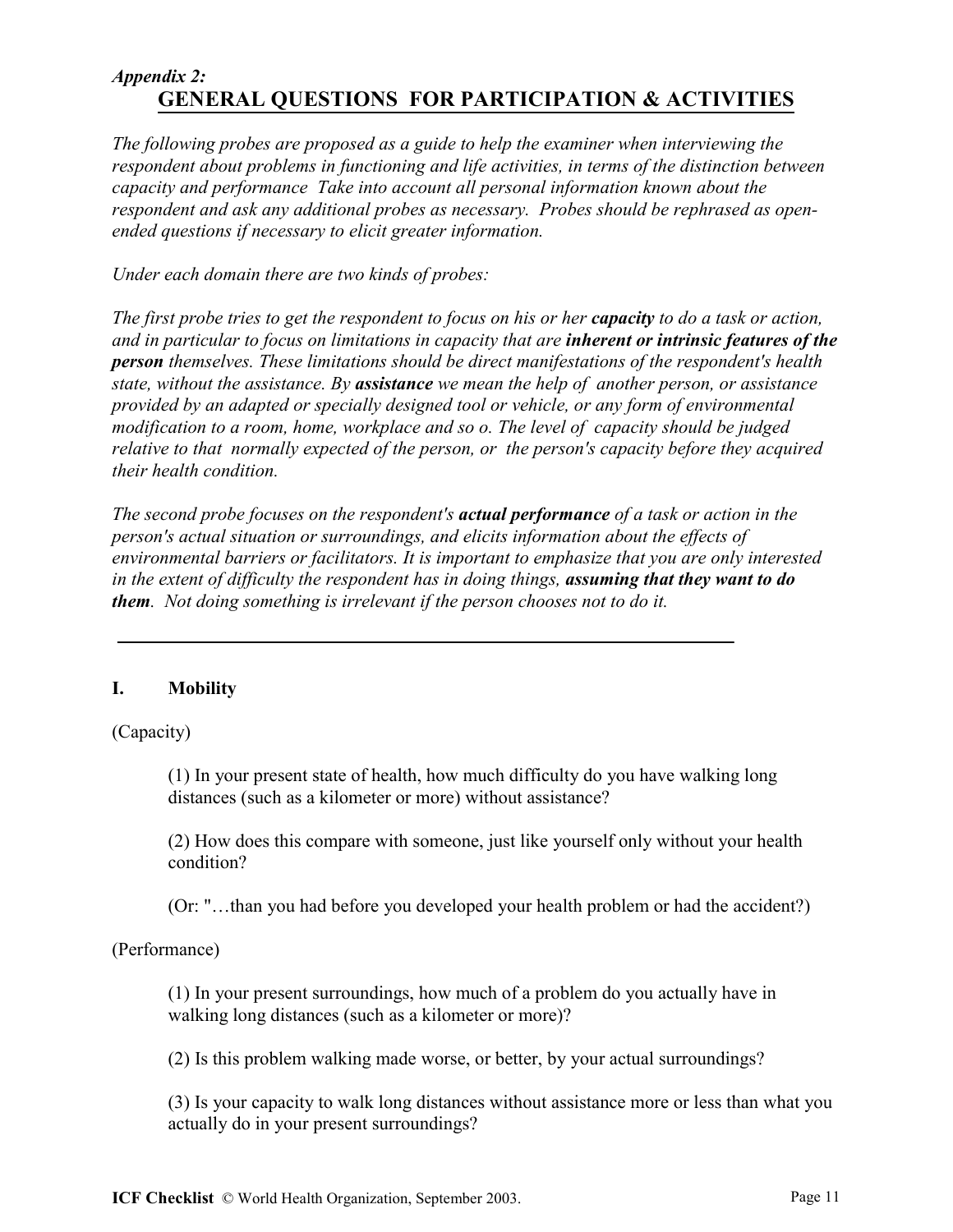*Appendix 2:*
## GENERAL QUESTIONS FOR PARTICIPATION & ACTIVITIES

*The following probes are proposed as a guide to help the examiner when interviewing the respondent about problems in functioning and life activities, in terms of the distinction between capacity and performance Take into account all personal information known about the respondent and ask any additional probes as necessary. Probes should be rephrased as open-ended questions if necessary to elicit greater information.*

*Under each domain there are two kinds of probes:*

*The first probe tries to get the respondent to focus on his or her **capacity** to do a task or action, and in particular to focus on limitations in capacity that are **inherent or intrinsic features of the person** themselves. These limitations should be direct manifestations of the respondent's health state, without the assistance. By **assistance** we mean the help of another person, or assistance provided by an adapted or specially designed tool or vehicle, or any form of environmental modification to a room, home, workplace and so o. The level of capacity should be judged relative to that normally expected of the person, or the person's capacity before they acquired their health condition.*

*The second probe focuses on the respondent's **actual performance** of a task or action in the person's actual situation or surroundings, and elicits information about the effects of environmental barriers or facilitators. It is important to emphasize that you are only interested in the extent of difficulty the respondent has in doing things, **assuming that they want to do them**. Not doing something is irrelevant if the person chooses not to do it.*

---

**I. Mobility**

(Capacity)

(1) In your present state of health, how much difficulty do you have walking long distances (such as a kilometer or more) without assistance?

(2) How does this compare with someone, just like yourself only without your health condition?

(Or: "…than you had before you developed your health problem or had the accident?)

(Performance)

(1) In your present surroundings, how much of a problem do you actually have in walking long distances (such as a kilometer or more)?

(2) Is this problem walking made worse, or better, by your actual surroundings?

(3) Is your capacity to walk long distances without assistance more or less than what you actually do in your present surroundings?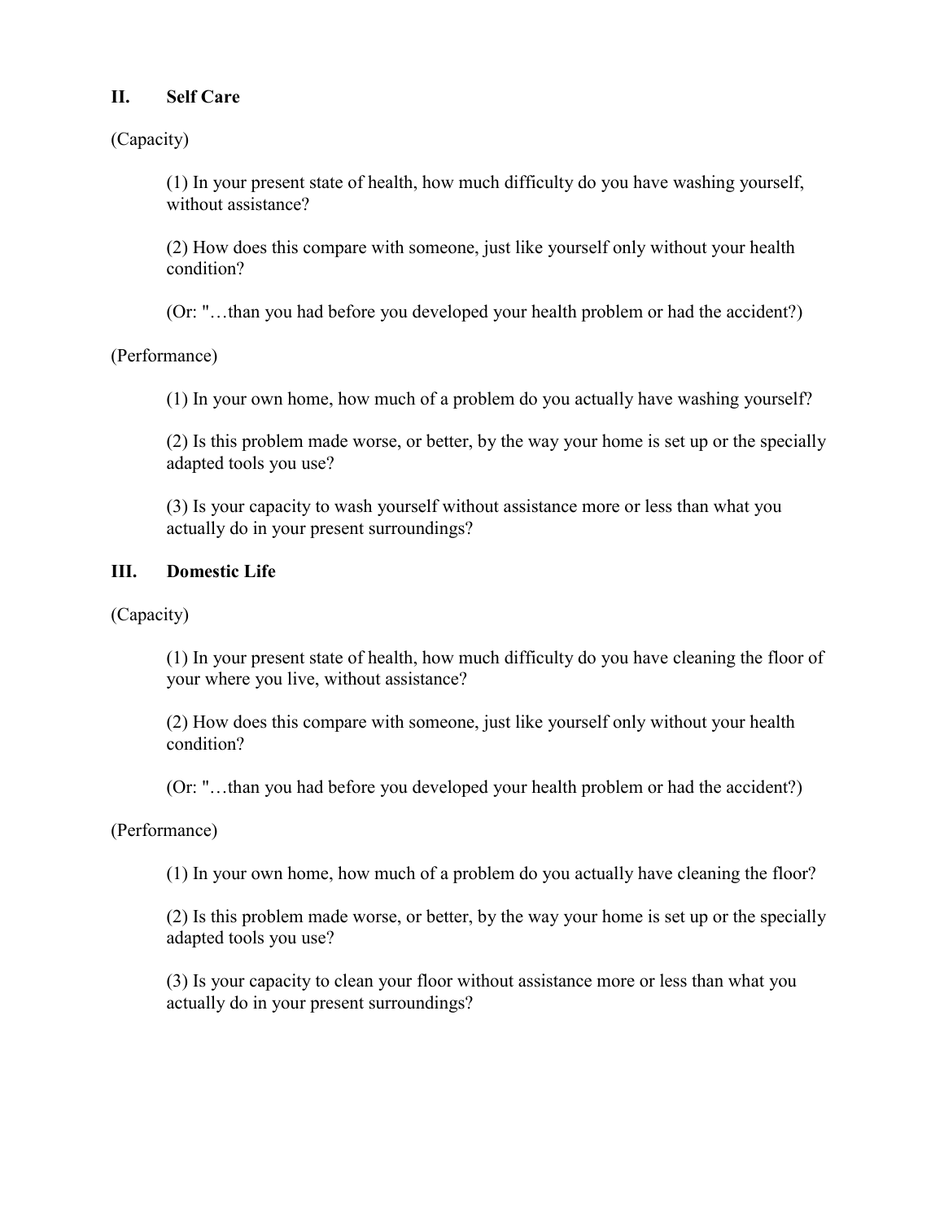## II. Self Care

(Capacity)

(1) In your present state of health, how much difficulty do you have washing yourself, without assistance?

(2) How does this compare with someone, just like yourself only without your health condition?

(Or: "…than you had before you developed your health problem or had the accident?)

(Performance)

(1) In your own home, how much of a problem do you actually have washing yourself?

(2) Is this problem made worse, or better, by the way your home is set up or the specially adapted tools you use?

(3) Is your capacity to wash yourself without assistance more or less than what you actually do in your present surroundings?

## III. Domestic Life

(Capacity)

(1) In your present state of health, how much difficulty do you have cleaning the floor of your where you live, without assistance?

(2) How does this compare with someone, just like yourself only without your health condition?

(Or: "…than you had before you developed your health problem or had the accident?)

(Performance)

(1) In your own home, how much of a problem do you actually have cleaning the floor?

(2) Is this problem made worse, or better, by the way your home is set up or the specially adapted tools you use?

(3) Is your capacity to clean your floor without assistance more or less than what you actually do in your present surroundings?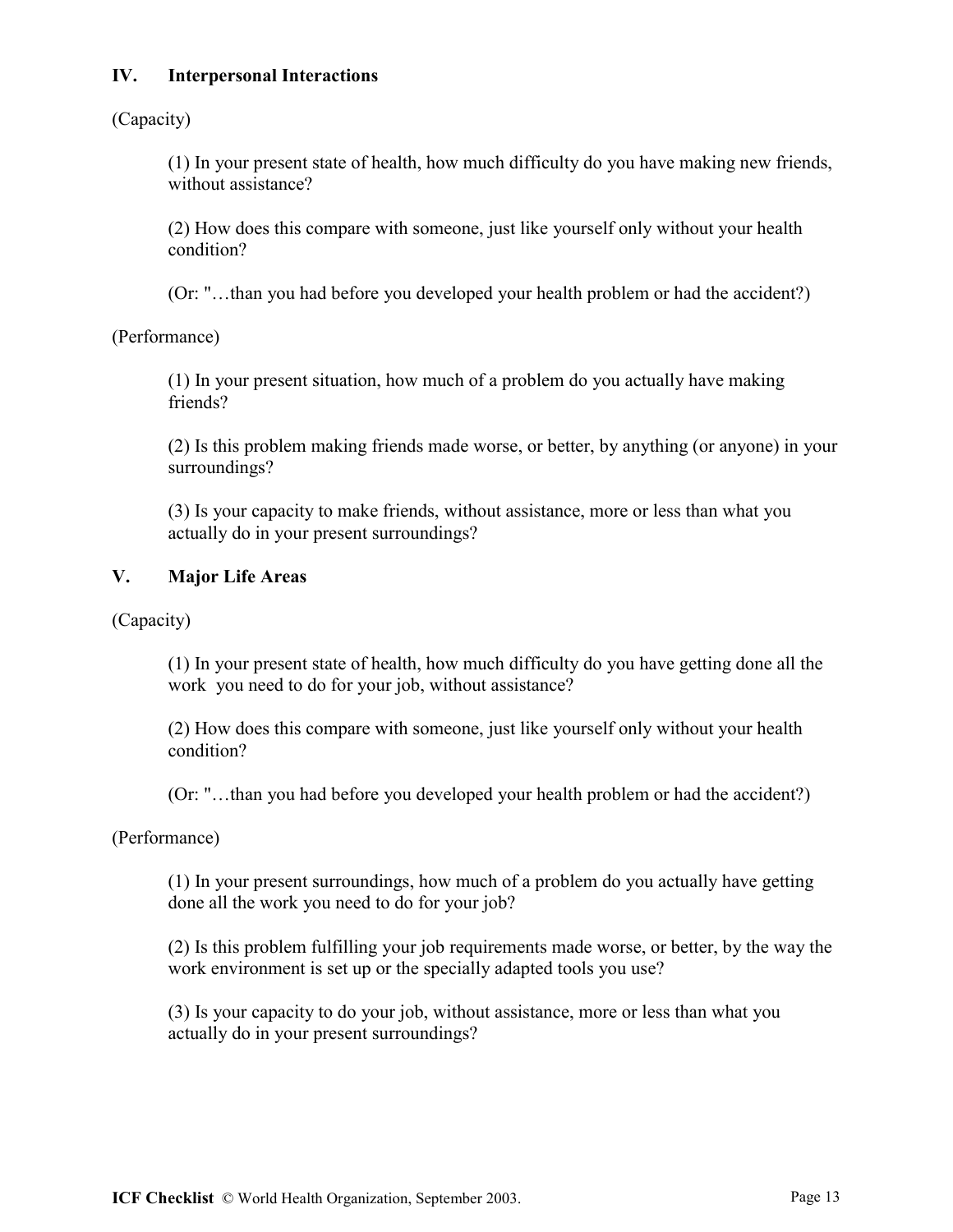## IV. Interpersonal Interactions

(Capacity)

(1) In your present state of health, how much difficulty do you have making new friends, without assistance?

(2) How does this compare with someone, just like yourself only without your health condition?

(Or: "…than you had before you developed your health problem or had the accident?)

(Performance)

(1) In your present situation, how much of a problem do you actually have making friends?

(2) Is this problem making friends made worse, or better, by anything (or anyone) in your surroundings?

(3) Is your capacity to make friends, without assistance, more or less than what you actually do in your present surroundings?

## V. Major Life Areas

(Capacity)

(1) In your present state of health, how much difficulty do you have getting done all the work you need to do for your job, without assistance?

(2) How does this compare with someone, just like yourself only without your health condition?

(Or: "…than you had before you developed your health problem or had the accident?)

(Performance)

(1) In your present surroundings, how much of a problem do you actually have getting done all the work you need to do for your job?

(2) Is this problem fulfilling your job requirements made worse, or better, by the way the work environment is set up or the specially adapted tools you use?

(3) Is your capacity to do your job, without assistance, more or less than what you actually do in your present surroundings?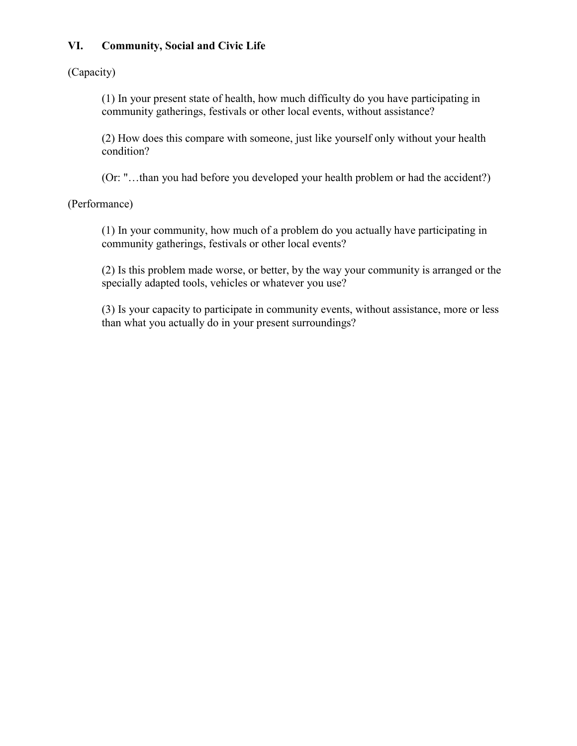## VI. Community, Social and Civic Life

(Capacity)

(1) In your present state of health, how much difficulty do you have participating in community gatherings, festivals or other local events, without assistance?

(2) How does this compare with someone, just like yourself only without your health condition?

(Or: "…than you had before you developed your health problem or had the accident?)

(Performance)

(1) In your community, how much of a problem do you actually have participating in community gatherings, festivals or other local events?

(2) Is this problem made worse, or better, by the way your community is arranged or the specially adapted tools, vehicles or whatever you use?

(3) Is your capacity to participate in community events, without assistance, more or less than what you actually do in your present surroundings?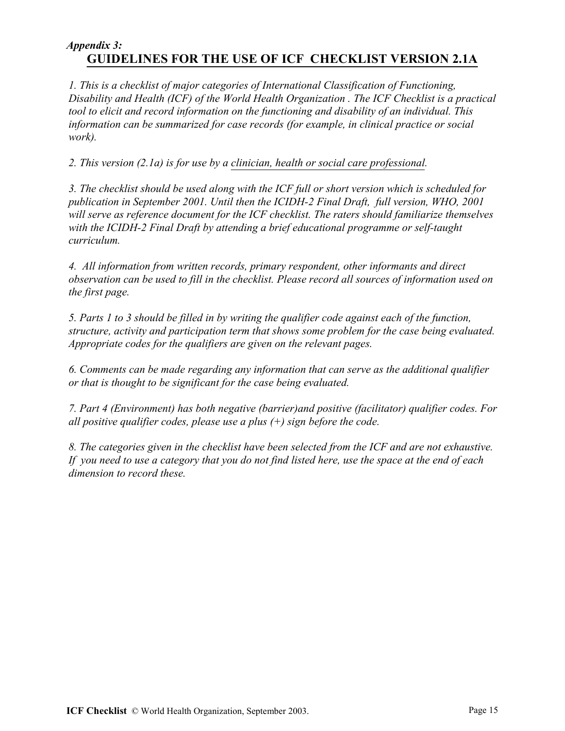*Appendix 3:*

## GUIDELINES FOR THE USE OF ICF CHECKLIST VERSION 2.1A

*1. This is a checklist of major categories of International Classification of Functioning, Disability and Health (ICF) of the World Health Organization . The ICF Checklist is a practical tool to elicit and record information on the functioning and disability of an individual. This information can be summarized for case records (for example, in clinical practice or social work).*

*2. This version (2.1a) is for use by a clinician, health or social care professional.*

*3. The checklist should be used along with the ICF full or short version which is scheduled for publication in September 2001. Until then the ICIDH-2 Final Draft, full version, WHO, 2001 will serve as reference document for the ICF checklist. The raters should familiarize themselves with the ICIDH-2 Final Draft by attending a brief educational programme or self-taught curriculum.*

*4. All information from written records, primary respondent, other informants and direct observation can be used to fill in the checklist. Please record all sources of information used on the first page.*

*5. Parts 1 to 3 should be filled in by writing the qualifier code against each of the function, structure, activity and participation term that shows some problem for the case being evaluated. Appropriate codes for the qualifiers are given on the relevant pages.*

*6. Comments can be made regarding any information that can serve as the additional qualifier or that is thought to be significant for the case being evaluated.*

*7. Part 4 (Environment) has both negative (barrier)and positive (facilitator) qualifier codes. For all positive qualifier codes, please use a plus (+) sign before the code.*

*8. The categories given in the checklist have been selected from the ICF and are not exhaustive. If you need to use a category that you do not find listed here, use the space at the end of each dimension to record these.*